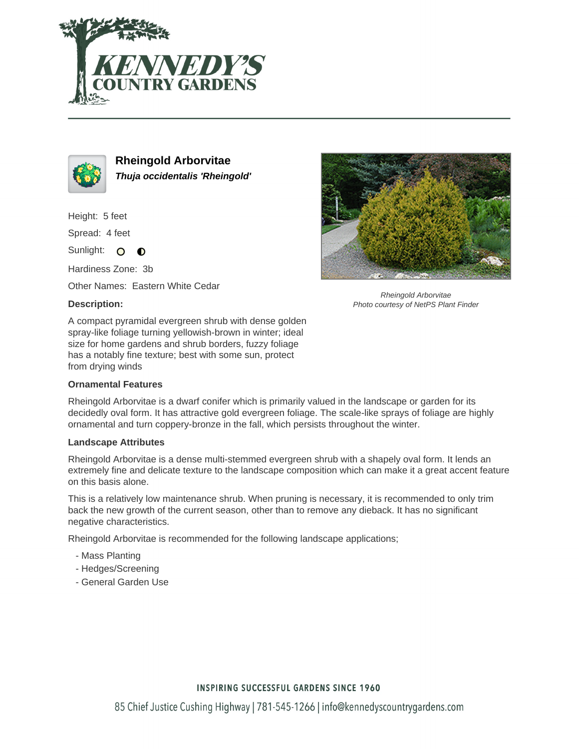# Rheingold Arborvitae

***Thuja occidentalis 'Rheingold'***

Height: 5 feet

Spread: 4 feet

Sunlight:

Hardiness Zone: 3b

Other Names: Eastern White Cedar

Rheingold Arborvitae
*Photo courtesy of NetPS Plant Finder*

**Description:**

A compact pyramidal evergreen shrub with dense golden spray-like foliage turning yellowish-brown in winter; ideal size for home gardens and shrub borders, fuzzy foliage has a notably fine texture; best with some sun, protect from drying winds

**Ornamental Features**

Rheingold Arborvitae is a dwarf conifer which is primarily valued in the landscape or garden for its decidedly oval form. It has attractive gold evergreen foliage. The scale-like sprays of foliage are highly ornamental and turn coppery-bronze in the fall, which persists throughout the winter.

**Landscape Attributes**

Rheingold Arborvitae is a dense multi-stemmed evergreen shrub with a shapely oval form. It lends an extremely fine and delicate texture to the landscape composition which can make it a great accent feature on this basis alone.

This is a relatively low maintenance shrub. When pruning is necessary, it is recommended to only trim back the new growth of the current season, other than to remove any dieback. It has no significant negative characteristics.

Rheingold Arborvitae is recommended for the following landscape applications;

- Mass Planting
- Hedges/Screening
- General Garden Use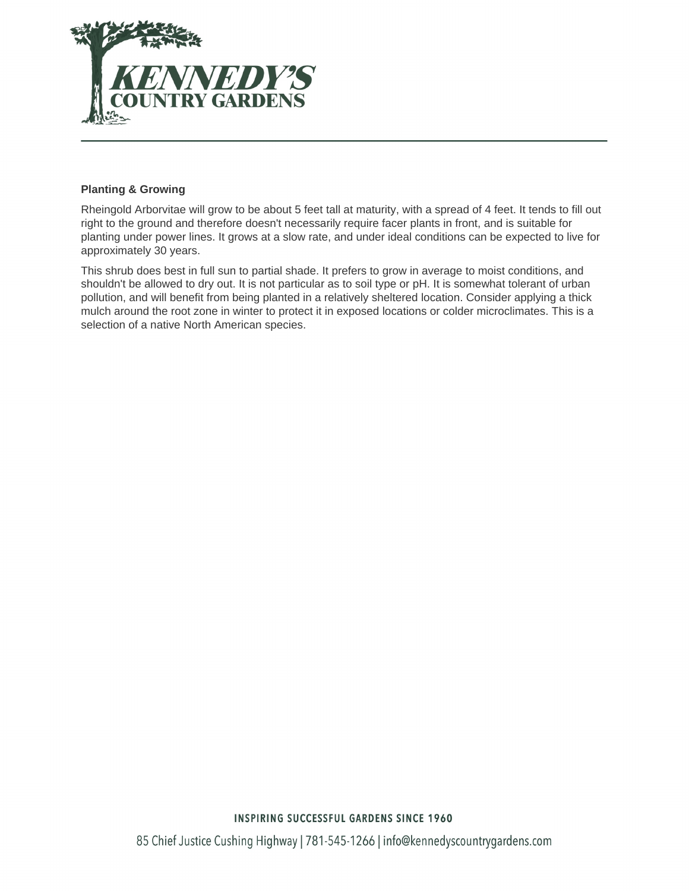**Planting & Growing**

Rheingold Arborvitae will grow to be about 5 feet tall at maturity, with a spread of 4 feet. It tends to fill out right to the ground and therefore doesn't necessarily require facer plants in front, and is suitable for planting under power lines. It grows at a slow rate, and under ideal conditions can be expected to live for approximately 30 years.

This shrub does best in full sun to partial shade. It prefers to grow in average to moist conditions, and shouldn't be allowed to dry out. It is not particular as to soil type or pH. It is somewhat tolerant of urban pollution, and will benefit from being planted in a relatively sheltered location. Consider applying a thick mulch around the root zone in winter to protect it in exposed locations or colder microclimates. This is a selection of a native North American species.